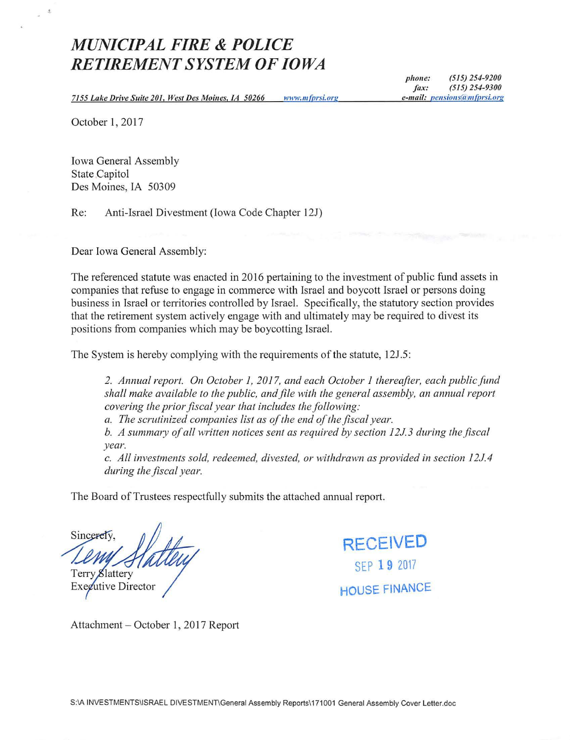# *MUNICIPAL FIRE & POLICE RETIREMENT SYSTEM OF IOWA*

*7155 Lake Drive Suite 201, West Des Moines, IA 50266* *www.mfprsi.org*

*phone:* *(515) 254-9200*
*fax:* *(515) 254-9300*
*e-mail:* *pensions@mfprsi.org*

October 1, 2017

Iowa General Assembly
State Capitol
Des Moines, IA 50309

Re: Anti-Israel Divestment (Iowa Code Chapter 12J)

Dear Iowa General Assembly:

The referenced statute was enacted in 2016 pertaining to the investment of public fund assets in companies that refuse to engage in commerce with Israel and boycott Israel or persons doing business in Israel or territories controlled by Israel. Specifically, the statutory section provides that the retirement system actively engage with and ultimately may be required to divest its positions from companies which may be boycotting Israel.

The System is hereby complying with the requirements of the statute, 12J.5:

> *2. Annual report. On October 1, 2017, and each October 1 thereafter, each public fund shall make available to the public, and file with the general assembly, an annual report covering the prior fiscal year that includes the following:*
> *a. The scrutinized companies list as of the end of the fiscal year.*
> *b. A summary of all written notices sent as required by section 12J.3 during the fiscal year.*
> *c. All investments sold, redeemed, divested, or withdrawn as provided in section 12J.4 during the fiscal year.*

The Board of Trustees respectfully submits the attached annual report.

Sincerely,

Terry Slattery
Executive Director

RECEIVED
SEP 19 2017
HOUSE FINANCE

Attachment – October 1, 2017 Report

S:\A INVESTMENTS\ISRAEL DIVESTMENT\General Assembly Reports\171001 General Assembly Cover Letter.doc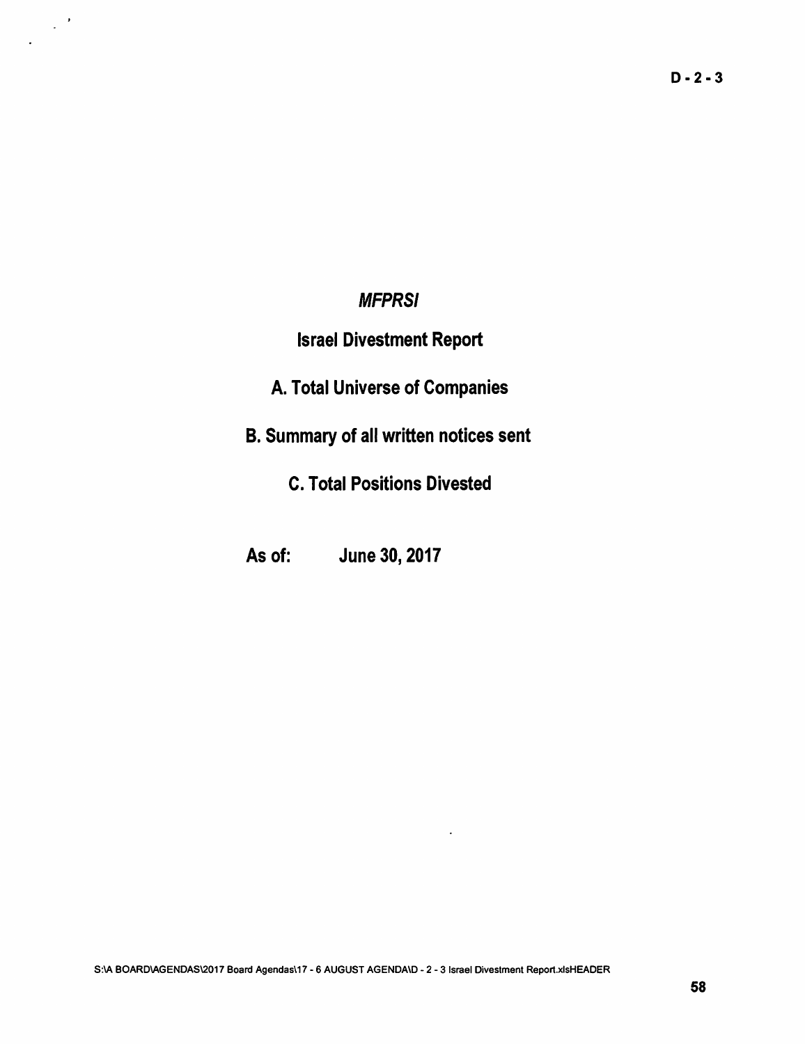D - 2 - 3

# *MFPRSI*

## Israel Divestment Report

## A. Total Universe of Companies

## B. Summary of all written notices sent

## C. Total Positions Divested

**As of: June 30, 2017**

S:\A BOARD\AGENDAS\2017 Board Agendas\17 - 6 AUGUST AGENDA\D - 2 - 3 Israel Divestment Report.xlsHEADER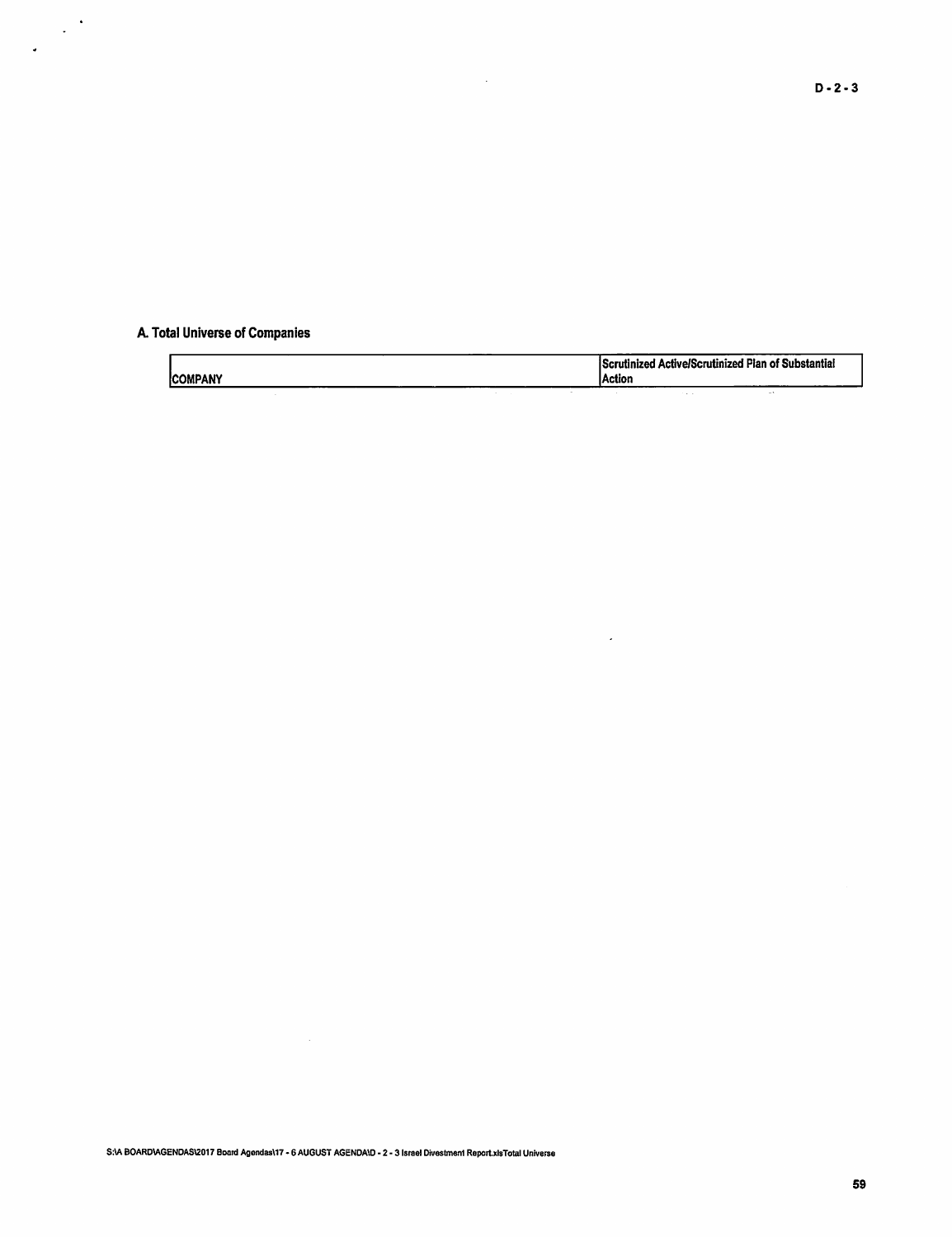## A. Total Universe of Companies

| COMPANY | Scrutinized Active/Scrutinized Plan of Substantial Action |
| --- | --- |

S:\A BOARD\AGENDAS\2017 Board Agendas\17 - 6 AUGUST AGENDA\D - 2 - 3 Israel Divestment Report.xlsTotal Universe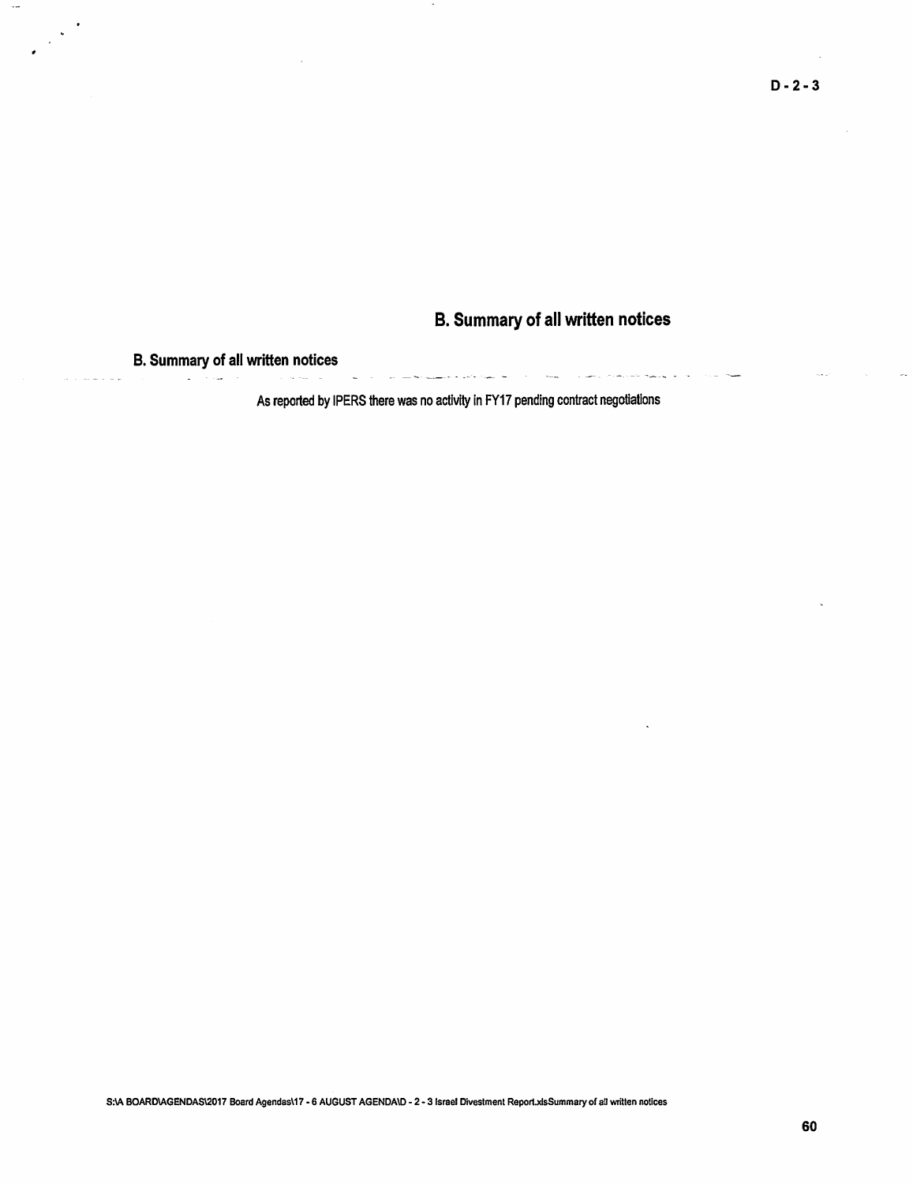D - 2 - 3

# B. Summary of all written notices

## B. Summary of all written notices

As reported by IPERS there was no activity in FY17 pending contract negotiations

S:\A BOARD\AGENDAS\2017 Board Agendas\17 - 6 AUGUST AGENDA\D - 2 - 3 Israel Divestment Report.xlsSummary of all written notices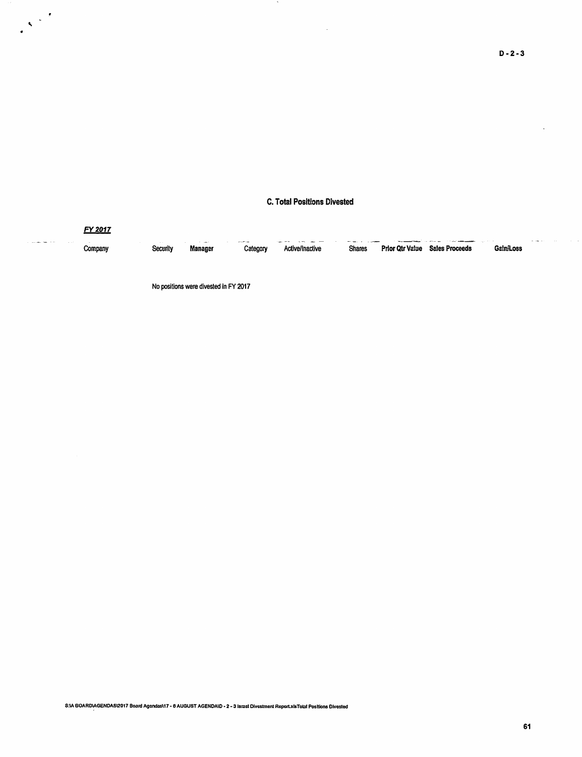## C. Total Positions Divested

*FY 2017*

| Company | Security | Manager | Category | Active/Inactive | Shares | Prior Qtr Value | Sales Proceeds | Gain/Loss |
|---|---|---|---|---|---|---|---|---|

No positions were divested in FY 2017

S:\A BOARD\AGENDAS\2017 Board Agendas\17 - 6 AUGUST AGENDA\D - 2 - 3 Israel Divestment Report.xlsTotal Positions Divested